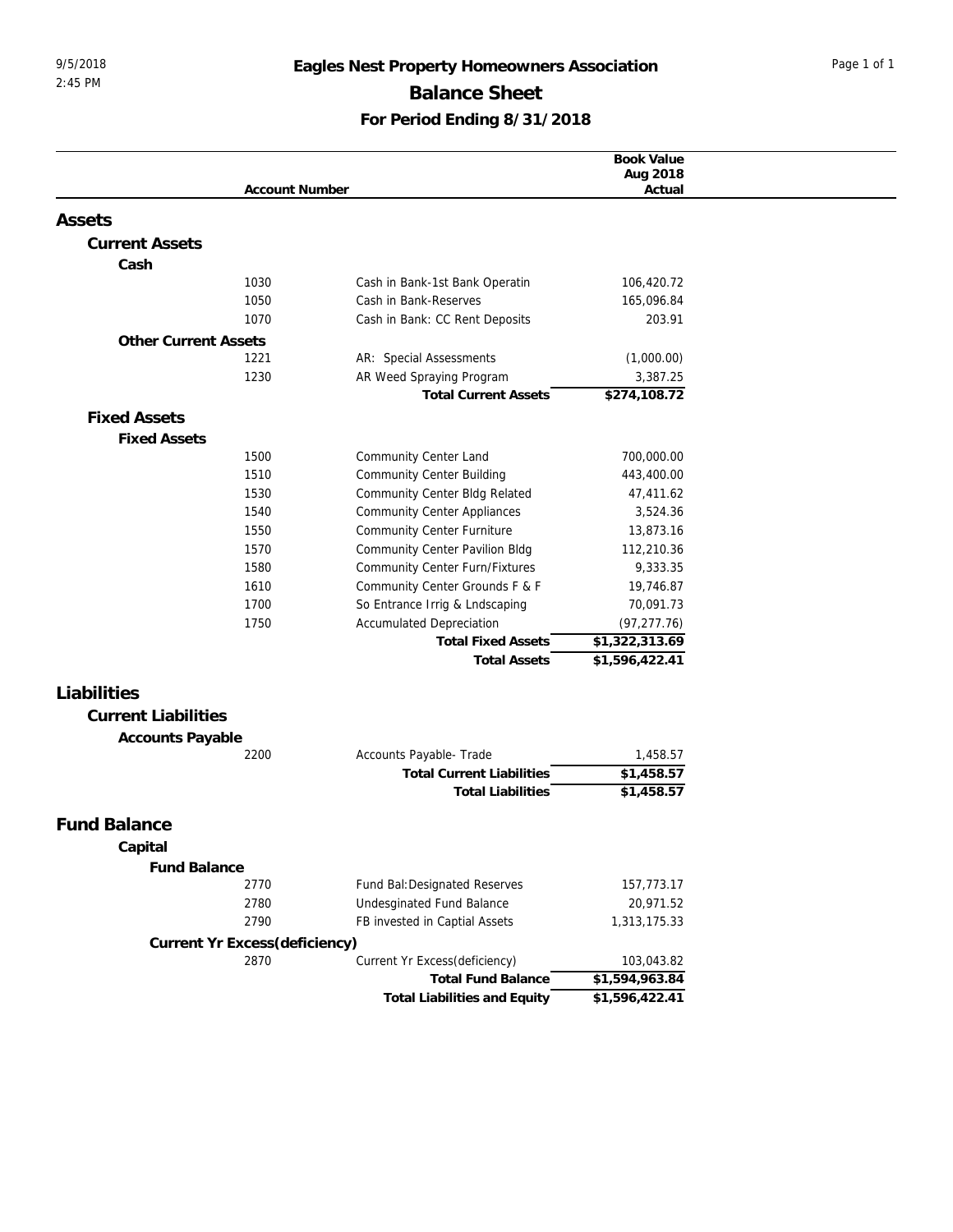# Eagles Nest Property Homeowners Association

## Balance Sheet

### For Period Ending 8/31/2018

| Account Number | | Book Value Aug 2018 Actual |
|---|---|---|
| **Assets** | | |
| **Current Assets** | | |
| **Cash** | | |
| 1030 | Cash in Bank-1st Bank Operatin | 106,420.72 |
| 1050 | Cash in Bank-Reserves | 165,096.84 |
| 1070 | Cash in Bank: CC Rent Deposits | 203.91 |
| **Other Current Assets** | | |
| 1221 | AR: Special Assessments | (1,000.00) |
| 1230 | AR Weed Spraying Program | 3,387.25 |
| | **Total Current Assets** | **$274,108.72** |
| **Fixed Assets** | | |
| **Fixed Assets** | | |
| 1500 | Community Center Land | 700,000.00 |
| 1510 | Community Center Building | 443,400.00 |
| 1530 | Community Center Bldg Related | 47,411.62 |
| 1540 | Community Center Appliances | 3,524.36 |
| 1550 | Community Center Furniture | 13,873.16 |
| 1570 | Community Center Pavilion Bldg | 112,210.36 |
| 1580 | Community Center Furn/Fixtures | 9,333.35 |
| 1610 | Community Center Grounds F & F | 19,746.87 |
| 1700 | So Entrance Irrig & Lndscaping | 70,091.73 |
| 1750 | Accumulated Depreciation | (97,277.76) |
| | **Total Fixed Assets** | **$1,322,313.69** |
| | **Total Assets** | **$1,596,422.41** |
| **Liabilities** | | |
| **Current Liabilities** | | |
| **Accounts Payable** | | |
| 2200 | Accounts Payable- Trade | 1,458.57 |
| | **Total Current Liabilities** | **$1,458.57** |
| | **Total Liabilities** | **$1,458.57** |
| **Fund Balance** | | |
| **Capital** | | |
| **Fund Balance** | | |
| 2770 | Fund Bal:Designated Reserves | 157,773.17 |
| 2780 | Undesginated Fund Balance | 20,971.52 |
| 2790 | FB invested in Captial Assets | 1,313,175.33 |
| **Current Yr Excess(deficiency)** | | |
| 2870 | Current Yr Excess(deficiency) | 103,043.82 |
| | **Total Fund Balance** | **$1,594,963.84** |
| | **Total Liabilities and Equity** | **$1,596,422.41** |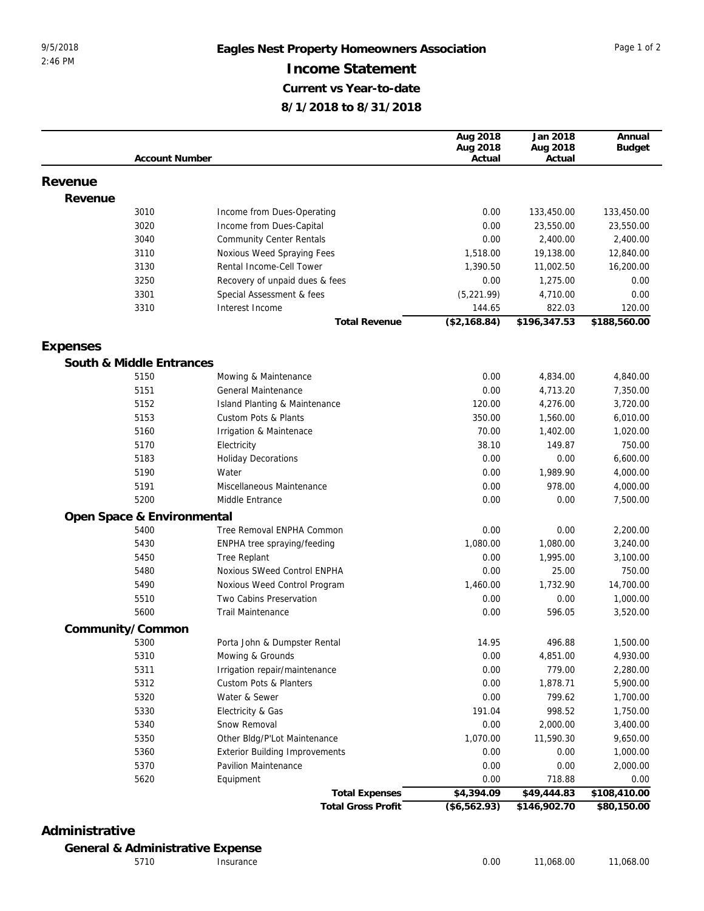# Eagles Nest Property Homeowners Association

## Income Statement

### Current vs Year-to-date

### 8/1/2018 to 8/31/2018

9/5/2018
2:46 PM

| Account Number | | Aug 2018 Aug 2018 Actual | Jan 2018 Aug 2018 Actual | Annual Budget |
|---|---|---|---|---|
| **Revenue** | | | | |
| **Revenue** | | | | |
| 3010 | Income from Dues-Operating | 0.00 | 133,450.00 | 133,450.00 |
| 3020 | Income from Dues-Capital | 0.00 | 23,550.00 | 23,550.00 |
| 3040 | Community Center Rentals | 0.00 | 2,400.00 | 2,400.00 |
| 3110 | Noxious Weed Spraying Fees | 1,518.00 | 19,138.00 | 12,840.00 |
| 3130 | Rental Income-Cell Tower | 1,390.50 | 11,002.50 | 16,200.00 |
| 3250 | Recovery of unpaid dues & fees | 0.00 | 1,275.00 | 0.00 |
| 3301 | Special Assessment & fees | (5,221.99) | 4,710.00 | 0.00 |
| 3310 | Interest Income | 144.65 | 822.03 | 120.00 |
| | **Total Revenue** | **($2,168.84)** | **$196,347.53** | **$188,560.00** |
| **Expenses** | | | | |
| **South & Middle Entrances** | | | | |
| 5150 | Mowing & Maintenance | 0.00 | 4,834.00 | 4,840.00 |
| 5151 | General Maintenance | 0.00 | 4,713.20 | 7,350.00 |
| 5152 | Island Planting & Maintenance | 120.00 | 4,276.00 | 3,720.00 |
| 5153 | Custom Pots & Plants | 350.00 | 1,560.00 | 6,010.00 |
| 5160 | Irrigation & Maintenace | 70.00 | 1,402.00 | 1,020.00 |
| 5170 | Electricity | 38.10 | 149.87 | 750.00 |
| 5183 | Holiday Decorations | 0.00 | 0.00 | 6,600.00 |
| 5190 | Water | 0.00 | 1,989.90 | 4,000.00 |
| 5191 | Miscellaneous Maintenance | 0.00 | 978.00 | 4,000.00 |
| 5200 | Middle Entrance | 0.00 | 0.00 | 7,500.00 |
| **Open Space & Environmental** | | | | |
| 5400 | Tree Removal ENPHA Common | 0.00 | 0.00 | 2,200.00 |
| 5430 | ENPHA tree spraying/feeding | 1,080.00 | 1,080.00 | 3,240.00 |
| 5450 | Tree Replant | 0.00 | 1,995.00 | 3,100.00 |
| 5480 | Noxious SWeed Control ENPHA | 0.00 | 25.00 | 750.00 |
| 5490 | Noxious Weed Control Program | 1,460.00 | 1,732.90 | 14,700.00 |
| 5510 | Two Cabins Preservation | 0.00 | 0.00 | 1,000.00 |
| 5600 | Trail Maintenance | 0.00 | 596.05 | 3,520.00 |
| **Community/Common** | | | | |
| 5300 | Porta John & Dumpster Rental | 14.95 | 496.88 | 1,500.00 |
| 5310 | Mowing & Grounds | 0.00 | 4,851.00 | 4,930.00 |
| 5311 | Irrigation repair/maintenance | 0.00 | 779.00 | 2,280.00 |
| 5312 | Custom Pots & Planters | 0.00 | 1,878.71 | 5,900.00 |
| 5320 | Water & Sewer | 0.00 | 799.62 | 1,700.00 |
| 5330 | Electricity & Gas | 191.04 | 998.52 | 1,750.00 |
| 5340 | Snow Removal | 0.00 | 2,000.00 | 3,400.00 |
| 5350 | Other Bldg/P'Lot Maintenance | 1,070.00 | 11,590.30 | 9,650.00 |
| 5360 | Exterior Building Improvements | 0.00 | 0.00 | 1,000.00 |
| 5370 | Pavilion Maintenance | 0.00 | 0.00 | 2,000.00 |
| 5620 | Equipment | 0.00 | 718.88 | 0.00 |
| | **Total Expenses** | **$4,394.09** | **$49,444.83** | **$108,410.00** |
| | **Total Gross Profit** | **($6,562.93)** | **$146,902.70** | **$80,150.00** |
| **Administrative** | | | | |
| **General & Administrative Expense** | | | | |
| 5710 | Insurance | 0.00 | 11,068.00 | 11,068.00 |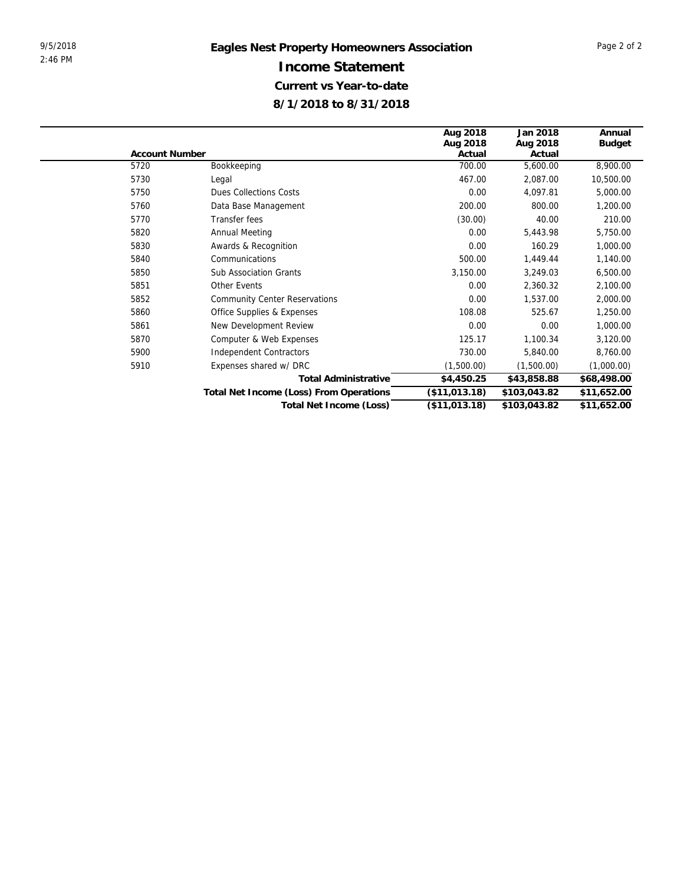# Eagles Nest Property Homeowners Association

## Income Statement

### Current vs Year-to-date

### 8/1/2018 to 8/31/2018

| Account Number | | Aug 2018 Aug 2018 Actual | Jan 2018 Aug 2018 Actual | Annual Budget |
|---|---|---|---|---|
| 5720 | Bookkeeping | 700.00 | 5,600.00 | 8,900.00 |
| 5730 | Legal | 467.00 | 2,087.00 | 10,500.00 |
| 5750 | Dues Collections Costs | 0.00 | 4,097.81 | 5,000.00 |
| 5760 | Data Base Management | 200.00 | 800.00 | 1,200.00 |
| 5770 | Transfer fees | (30.00) | 40.00 | 210.00 |
| 5820 | Annual Meeting | 0.00 | 5,443.98 | 5,750.00 |
| 5830 | Awards & Recognition | 0.00 | 160.29 | 1,000.00 |
| 5840 | Communications | 500.00 | 1,449.44 | 1,140.00 |
| 5850 | Sub Association Grants | 3,150.00 | 3,249.03 | 6,500.00 |
| 5851 | Other Events | 0.00 | 2,360.32 | 2,100.00 |
| 5852 | Community Center Reservations | 0.00 | 1,537.00 | 2,000.00 |
| 5860 | Office Supplies & Expenses | 108.08 | 525.67 | 1,250.00 |
| 5861 | New Development Review | 0.00 | 0.00 | 1,000.00 |
| 5870 | Computer & Web Expenses | 125.17 | 1,100.34 | 3,120.00 |
| 5900 | Independent Contractors | 730.00 | 5,840.00 | 8,760.00 |
| 5910 | Expenses shared w/ DRC | (1,500.00) | (1,500.00) | (1,000.00) |
| | **Total Administrative** | **$4,450.25** | **$43,858.88** | **$68,498.00** |
| | **Total Net Income (Loss) From Operations** | **($11,013.18)** | **$103,043.82** | **$11,652.00** |
| | **Total Net Income (Loss)** | **($11,013.18)** | **$103,043.82** | **$11,652.00** |